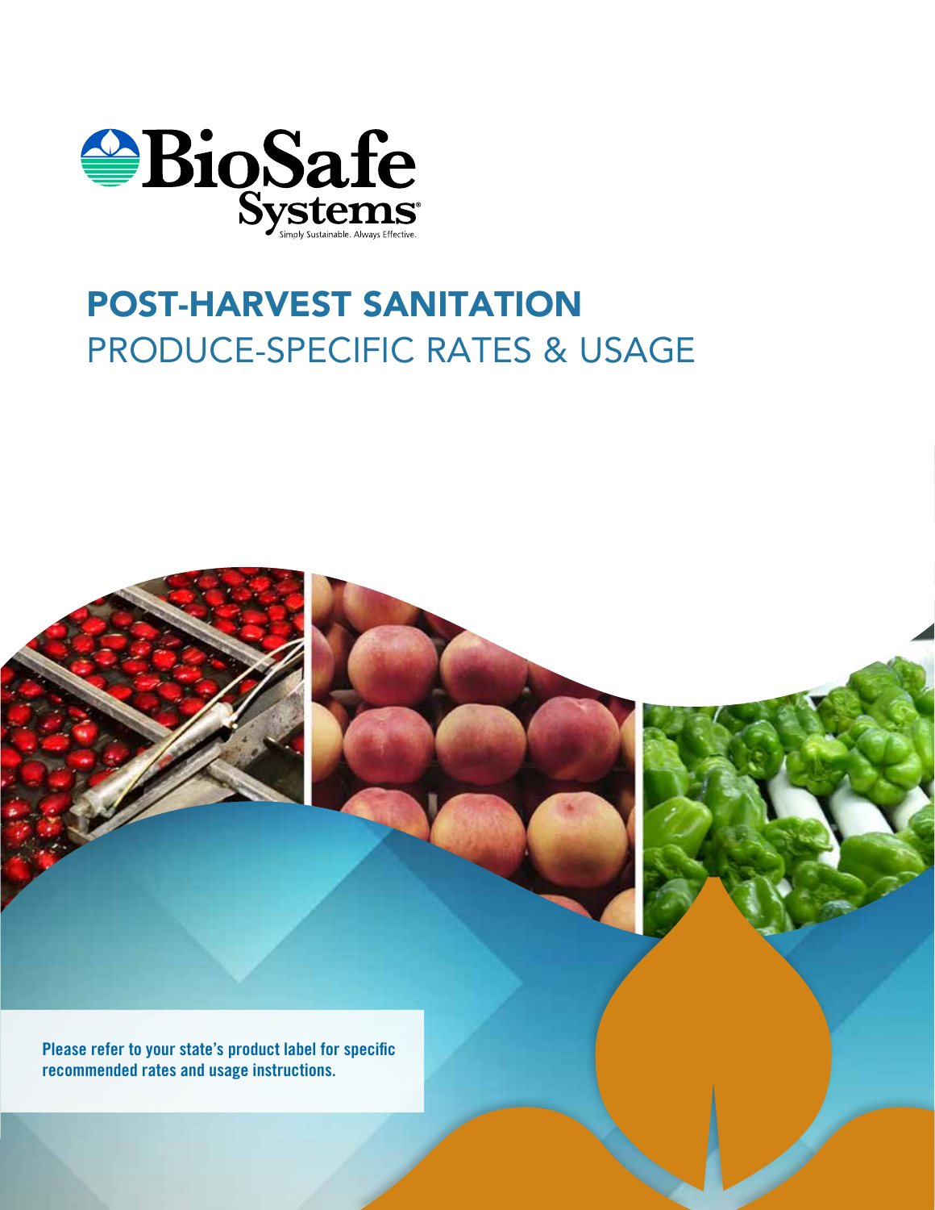BioSafe Systems

Simply Sustainable. Always Effective.

# POST-HARVEST SANITATION

## PRODUCE-SPECIFIC RATES & USAGE

**Please refer to your state's product label for specific recommended rates and usage instructions.**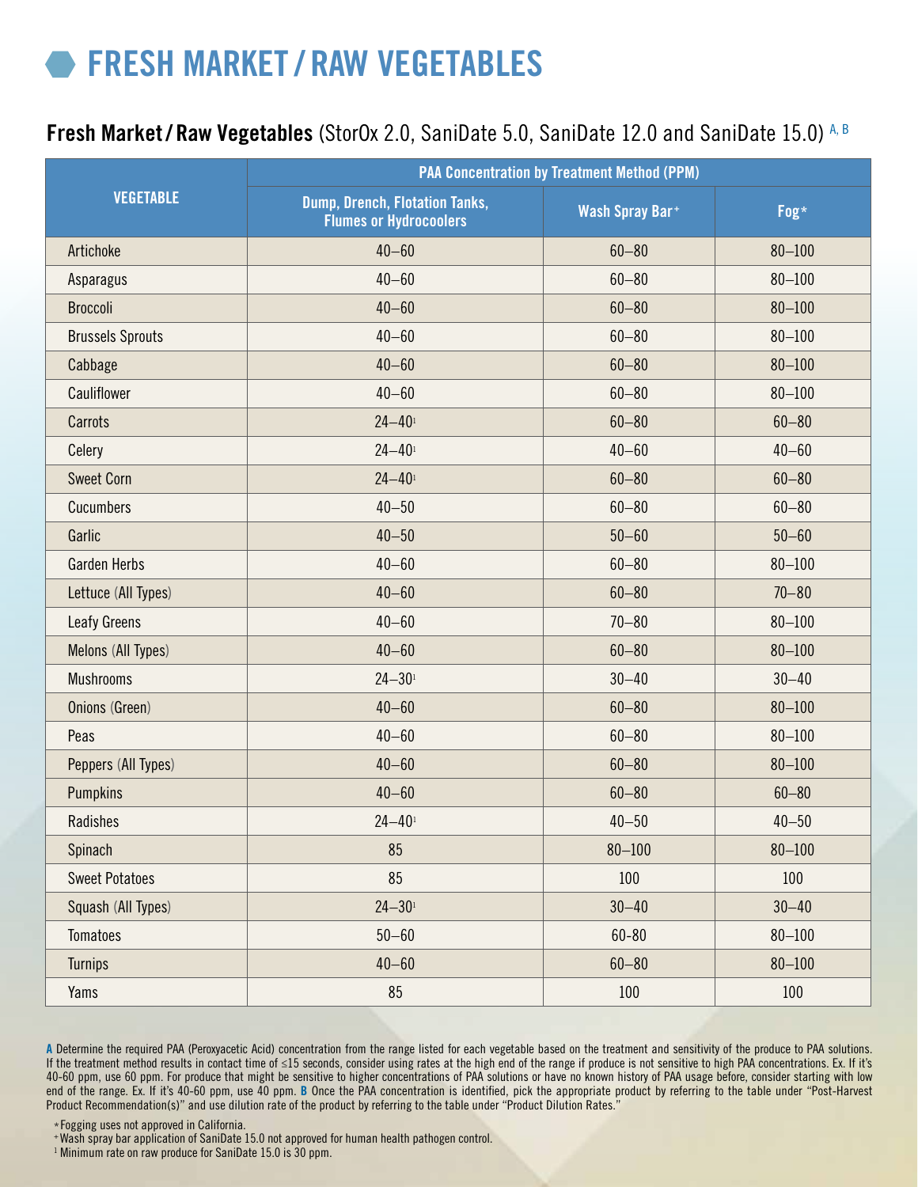# FRESH MARKET / RAW VEGETABLES

## Fresh Market / Raw Vegetables (StorOx 2.0, SaniDate 5.0, SaniDate 12.0 and SaniDate 15.0) [A, B]

| VEGETABLE | PAA Concentration by Treatment Method (PPM) | | |
|---|---|---|---|
| | Dump, Drench, Flotation Tanks, Flumes or Hydrocoolers | Wash Spray Bar+ | Fog* |
| Artichoke | 40–60 | 60–80 | 80–100 |
| Asparagus | 40–60 | 60–80 | 80–100 |
| Broccoli | 40–60 | 60–80 | 80–100 |
| Brussels Sprouts | 40–60 | 60–80 | 80–100 |
| Cabbage | 40–60 | 60–80 | 80–100 |
| Cauliflower | 40–60 | 60–80 | 80–100 |
| Carrots | 24–40[1] | 60–80 | 60–80 |
| Celery | 24–40[1] | 40–60 | 40–60 |
| Sweet Corn | 24–40[1] | 60–80 | 60–80 |
| Cucumbers | 40–50 | 60–80 | 60–80 |
| Garlic | 40–50 | 50–60 | 50–60 |
| Garden Herbs | 40–60 | 60–80 | 80–100 |
| Lettuce (All Types) | 40–60 | 60–80 | 70–80 |
| Leafy Greens | 40–60 | 70–80 | 80–100 |
| Melons (All Types) | 40–60 | 60–80 | 80–100 |
| Mushrooms | 24–30[1] | 30–40 | 30–40 |
| Onions (Green) | 40–60 | 60–80 | 80–100 |
| Peas | 40–60 | 60–80 | 80–100 |
| Peppers (All Types) | 40–60 | 60–80 | 80–100 |
| Pumpkins | 40–60 | 60–80 | 60–80 |
| Radishes | 24–40[1] | 40–50 | 40–50 |
| Spinach | 85 | 80–100 | 80–100 |
| Sweet Potatoes | 85 | 100 | 100 |
| Squash (All Types) | 24–30[1] | 30–40 | 30–40 |
| Tomatoes | 50–60 | 60-80 | 80–100 |
| Turnips | 40–60 | 60–80 | 80–100 |
| Yams | 85 | 100 | 100 |

**A** Determine the required PAA (Peroxyacetic Acid) concentration from the range listed for each vegetable based on the treatment and sensitivity of the produce to PAA solutions. If the treatment method results in contact time of ≤15 seconds, consider using rates at the high end of the range if produce is not sensitive to high PAA concentrations. Ex. If it's 40-60 ppm, use 60 ppm. For produce that might be sensitive to higher concentrations of PAA solutions or have no known history of PAA usage before, consider starting with low end of the range. Ex. If it's 40-60 ppm, use 40 ppm. **B** Once the PAA concentration is identified, pick the appropriate product by referring to the table under "Post-Harvest Product Recommendation(s)" and use dilution rate of the product by referring to the table under "Product Dilution Rates."

*Fogging uses not approved in California.
+Wash spray bar application of SaniDate 15.0 not approved for human health pathogen control.
[1] Minimum rate on raw produce for SaniDate 15.0 is 30 ppm.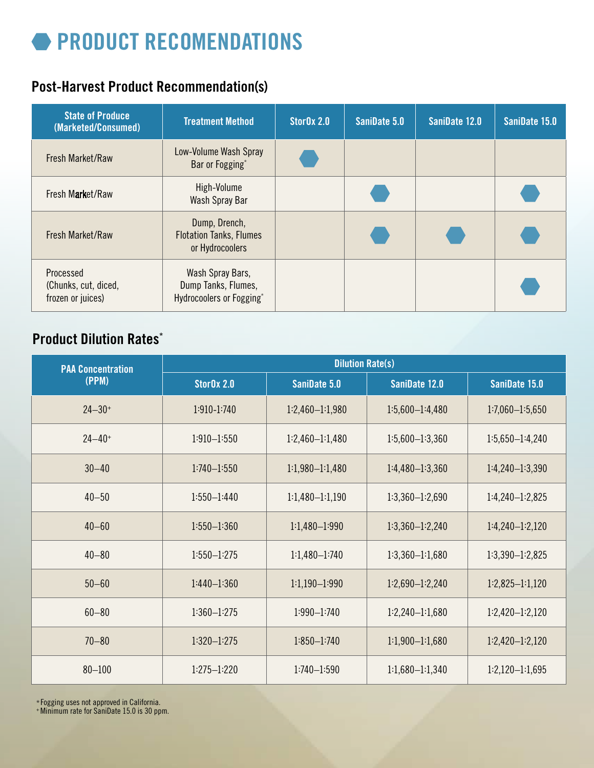# PRODUCT RECOMENDATIONS

## Post-Harvest Product Recommendation(s)

| State of Produce (Marketed/Consumed) | Treatment Method | StorOx 2.0 | SaniDate 5.0 | SaniDate 12.0 | SaniDate 15.0 |
|---|---|---|---|---|---|
| Fresh Market/Raw | Low-Volume Wash Spray Bar or Fogging* | ⬢ | | | |
| Fresh Market/Raw | High-Volume Wash Spray Bar | | ⬢ | | ⬢ |
| Fresh Market/Raw | Dump, Drench, Flotation Tanks, Flumes or Hydrocoolers | | ⬢ | ⬢ | ⬢ |
| Processed (Chunks, cut, diced, frozen or juices) | Wash Spray Bars, Dump Tanks, Flumes, Hydrocoolers or Fogging* | | | | ⬢ |

## Product Dilution Rates*

| PAA Concentration (PPM) | Dilution Rate(s) | | | |
|---|---|---|---|---|
| | StorOx 2.0 | SaniDate 5.0 | SaniDate 12.0 | SaniDate 15.0 |
| 24–30+ | 1:910-1:740 | 1:2,460–1:1,980 | 1:5,600–1:4,480 | 1:7,060–1:5,650 |
| 24–40+ | 1:910–1:550 | 1:2,460–1:1,480 | 1:5,600–1:3,360 | 1:5,650–1:4,240 |
| 30–40 | 1:740–1:550 | 1:1,980–1:1,480 | 1:4,480–1:3,360 | 1:4,240–1:3,390 |
| 40–50 | 1:550–1:440 | 1:1,480–1:1,190 | 1:3,360–1:2,690 | 1:4,240–1:2,825 |
| 40–60 | 1:550–1:360 | 1:1,480–1:990 | 1:3,360–1:2,240 | 1:4,240–1:2,120 |
| 40–80 | 1:550–1:275 | 1:1,480–1:740 | 1:3,360–1:1,680 | 1:3,390–1:2,825 |
| 50–60 | 1:440–1:360 | 1:1,190–1:990 | 1:2,690–1:2,240 | 1:2,825–1:1,120 |
| 60–80 | 1:360–1:275 | 1:990–1:740 | 1:2,240–1:1,680 | 1:2,420–1:2,120 |
| 70–80 | 1:320–1:275 | 1:850–1:740 | 1:1,900–1:1,680 | 1:2,420–1:2,120 |
| 80–100 | 1:275–1:220 | 1:740–1:590 | 1:1,680–1:1,340 | 1:2,120–1:1,695 |

*Fogging uses not approved in California.
+Minimum rate for SaniDate 15.0 is 30 ppm.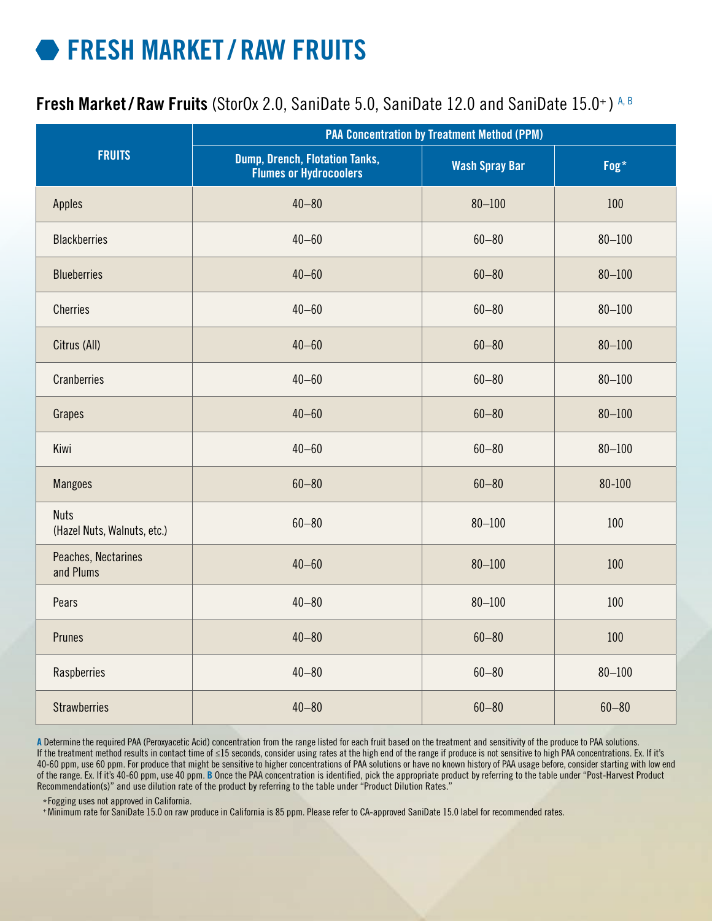# FRESH MARKET / RAW FRUITS

## **Fresh Market / Raw Fruits** (StorOx 2.0, SaniDate 5.0, SaniDate 12.0 and SaniDate 15.0+) [A, B]

| FRUITS | PAA Concentration by Treatment Method (PPM) | | |
|---|---|---|---|
| | Dump, Drench, Flotation Tanks, Flumes or Hydrocoolers | Wash Spray Bar | Fog* |
| Apples | 40–80 | 80–100 | 100 |
| Blackberries | 40–60 | 60–80 | 80–100 |
| Blueberries | 40–60 | 60–80 | 80–100 |
| Cherries | 40–60 | 60–80 | 80–100 |
| Citrus (All) | 40–60 | 60–80 | 80–100 |
| Cranberries | 40–60 | 60–80 | 80–100 |
| Grapes | 40–60 | 60–80 | 80–100 |
| Kiwi | 40–60 | 60–80 | 80–100 |
| Mangoes | 60–80 | 60–80 | 80-100 |
| Nuts (Hazel Nuts, Walnuts, etc.) | 60–80 | 80–100 | 100 |
| Peaches, Nectarines and Plums | 40–60 | 80–100 | 100 |
| Pears | 40–80 | 80–100 | 100 |
| Prunes | 40–80 | 60–80 | 100 |
| Raspberries | 40–80 | 60–80 | 80–100 |
| Strawberries | 40–80 | 60–80 | 60–80 |

**A** Determine the required PAA (Peroxyacetic Acid) concentration from the range listed for each fruit based on the treatment and sensitivity of the produce to PAA solutions. If the treatment method results in contact time of ≤15 seconds, consider using rates at the high end of the range if produce is not sensitive to high PAA concentrations. Ex. If it's 40-60 ppm, use 60 ppm. For produce that might be sensitive to higher concentrations of PAA solutions or have no known history of PAA usage before, consider starting with low end of the range. Ex. If it's 40-60 ppm, use 40 ppm. **B** Once the PAA concentration is identified, pick the appropriate product by referring to the table under "Post-Harvest Product Recommendation(s)" and use dilution rate of the product by referring to the table under "Product Dilution Rates."

*Fogging uses not approved in California.

+Minimum rate for SaniDate 15.0 on raw produce in California is 85 ppm. Please refer to CA-approved SaniDate 15.0 label for recommended rates.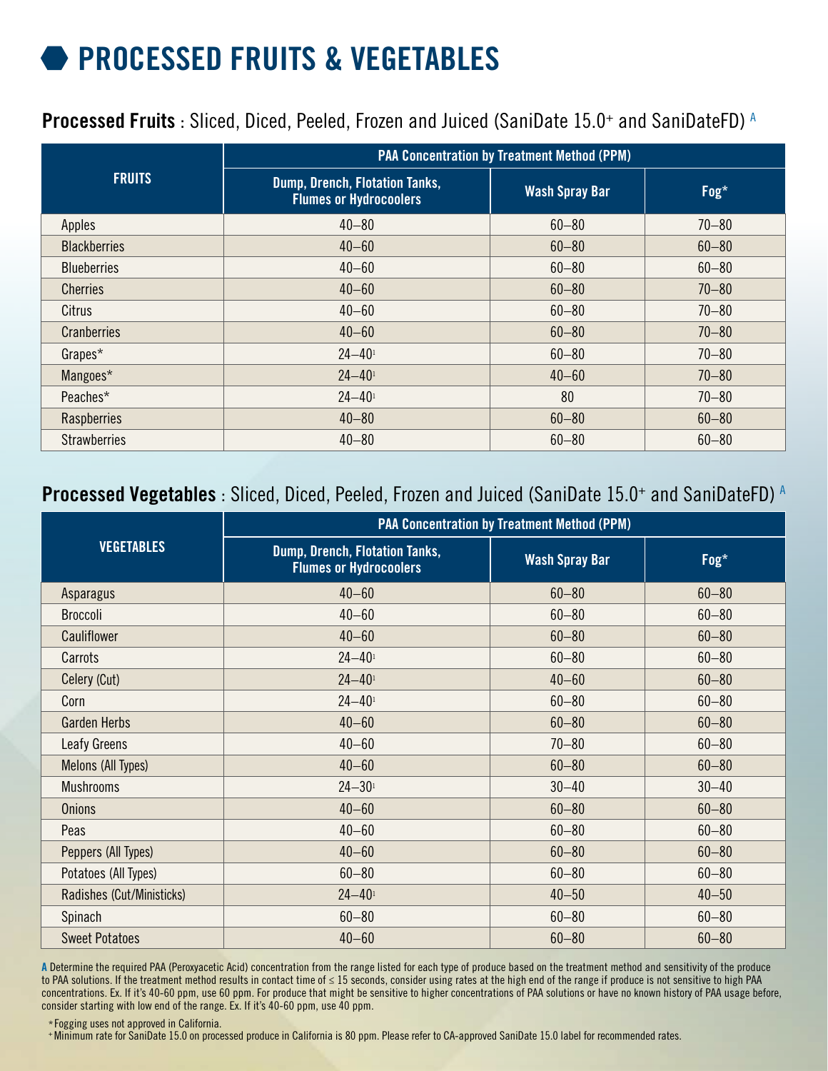# PROCESSED FRUITS & VEGETABLES

## **Processed Fruits** : Sliced, Diced, Peeled, Frozen and Juiced (SaniDate 15.0+ and SaniDateFD) [A]

| FRUITS | PAA Concentration by Treatment Method (PPM) | | |
|---|---|---|---|
| | Dump, Drench, Flotation Tanks, Flumes or Hydrocoolers | Wash Spray Bar | Fog* |
| Apples | 40–80 | 60–80 | 70–80 |
| Blackberries | 40–60 | 60–80 | 60–80 |
| Blueberries | 40–60 | 60–80 | 60–80 |
| Cherries | 40–60 | 60–80 | 70–80 |
| Citrus | 40–60 | 60–80 | 70–80 |
| Cranberries | 40–60 | 60–80 | 70–80 |
| Grapes* | 24–40[1] | 60–80 | 70–80 |
| Mangoes* | 24–40[1] | 40–60 | 70–80 |
| Peaches* | 24–40[1] | 80 | 70–80 |
| Raspberries | 40–80 | 60–80 | 60–80 |
| Strawberries | 40–80 | 60–80 | 60–80 |

## **Processed Vegetables** : Sliced, Diced, Peeled, Frozen and Juiced (SaniDate 15.0+ and SaniDateFD) [A]

| VEGETABLES | PAA Concentration by Treatment Method (PPM) | | |
|---|---|---|---|
| | Dump, Drench, Flotation Tanks, Flumes or Hydrocoolers | Wash Spray Bar | Fog* |
| Asparagus | 40–60 | 60–80 | 60–80 |
| Broccoli | 40–60 | 60–80 | 60–80 |
| Cauliflower | 40–60 | 60–80 | 60–80 |
| Carrots | 24–40[1] | 60–80 | 60–80 |
| Celery (Cut) | 24–40[1] | 40–60 | 60–80 |
| Corn | 24–40[1] | 60–80 | 60–80 |
| Garden Herbs | 40–60 | 60–80 | 60–80 |
| Leafy Greens | 40–60 | 70–80 | 60–80 |
| Melons (All Types) | 40–60 | 60–80 | 60–80 |
| Mushrooms | 24–30[1] | 30–40 | 30–40 |
| Onions | 40–60 | 60–80 | 60–80 |
| Peas | 40–60 | 60–80 | 60–80 |
| Peppers (All Types) | 40–60 | 60–80 | 60–80 |
| Potatoes (All Types) | 60–80 | 60–80 | 60–80 |
| Radishes (Cut/Ministicks) | 24–40[1] | 40–50 | 40–50 |
| Spinach | 60–80 | 60–80 | 60–80 |
| Sweet Potatoes | 40–60 | 60–80 | 60–80 |

**A** Determine the required PAA (Peroxyacetic Acid) concentration from the range listed for each type of produce based on the treatment method and sensitivity of the produce to PAA solutions. If the treatment method results in contact time of ≤ 15 seconds, consider using rates at the high end of the range if produce is not sensitive to high PAA concentrations. Ex. If it's 40-60 ppm, use 60 ppm. For produce that might be sensitive to higher concentrations of PAA solutions or have no known history of PAA usage before, consider starting with low end of the range. Ex. If it's 40-60 ppm, use 40 ppm.

\* Fogging uses not approved in California.

\+ Minimum rate for SaniDate 15.0 on processed produce in California is 80 ppm. Please refer to CA-approved SaniDate 15.0 label for recommended rates.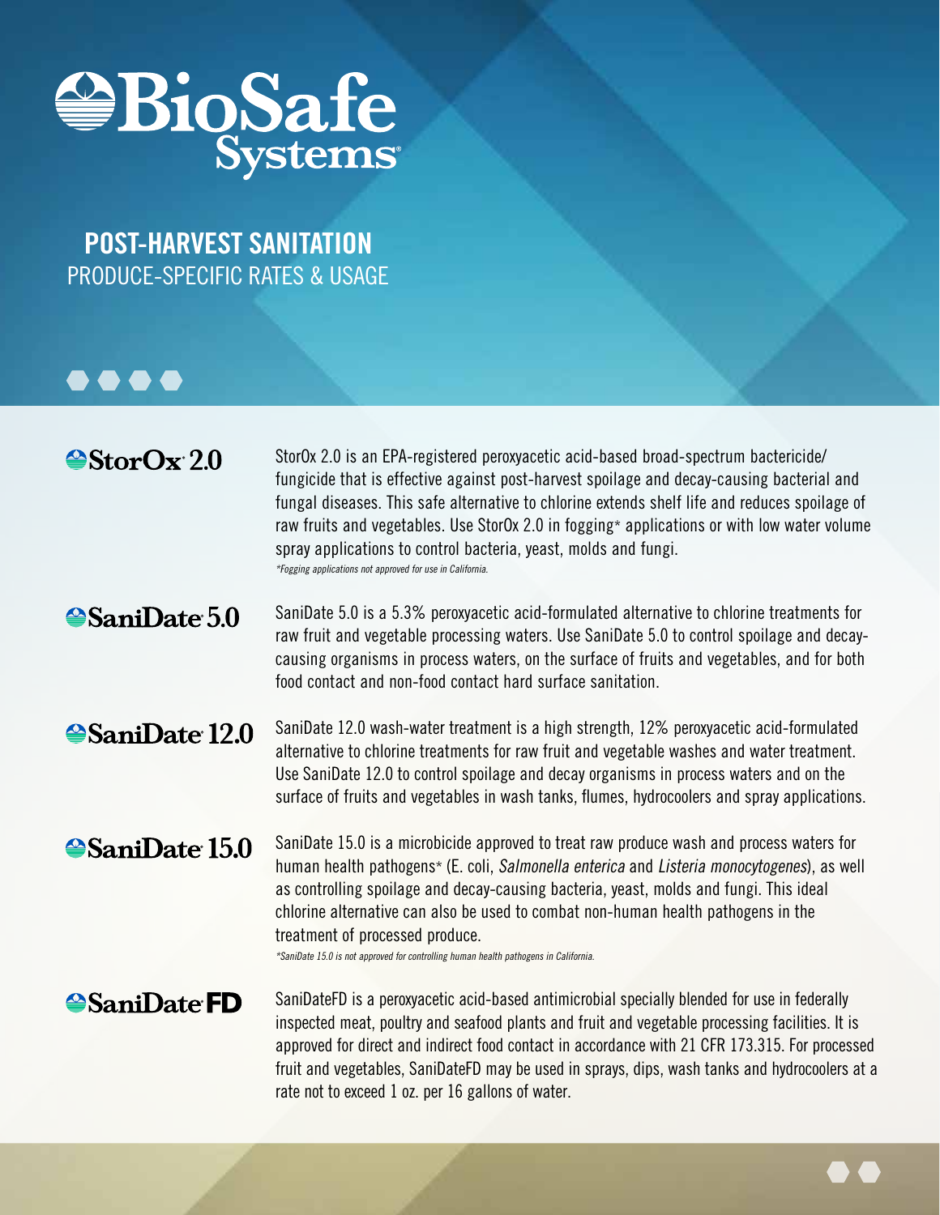# BioSafe Systems

## POST-HARVEST SANITATION

PRODUCE-SPECIFIC RATES & USAGE

**StorOx 2.0**

StorOx 2.0 is an EPA-registered peroxyacetic acid-based broad-spectrum bactericide/fungicide that is effective against post-harvest spoilage and decay-causing bacterial and fungal diseases. This safe alternative to chlorine extends shelf life and reduces spoilage of raw fruits and vegetables. Use StorOx 2.0 in fogging* applications or with low water volume spray applications to control bacteria, yeast, molds and fungi.

*\*Fogging applications not approved for use in California.*

**SaniDate 5.0**

SaniDate 5.0 is a 5.3% peroxyacetic acid-formulated alternative to chlorine treatments for raw fruit and vegetable processing waters. Use SaniDate 5.0 to control spoilage and decay-causing organisms in process waters, on the surface of fruits and vegetables, and for both food contact and non-food contact hard surface sanitation.

**SaniDate 12.0**

SaniDate 12.0 wash-water treatment is a high strength, 12% peroxyacetic acid-formulated alternative to chlorine treatments for raw fruit and vegetable washes and water treatment. Use SaniDate 12.0 to control spoilage and decay organisms in process waters and on the surface of fruits and vegetables in wash tanks, flumes, hydrocoolers and spray applications.

**SaniDate 15.0**

SaniDate 15.0 is a microbicide approved to treat raw produce wash and process waters for human health pathogens* (E. coli, *Salmonella enterica* and *Listeria monocytogenes*), as well as controlling spoilage and decay-causing bacteria, yeast, molds and fungi. This ideal chlorine alternative can also be used to combat non-human health pathogens in the treatment of processed produce.

*\*SaniDate 15.0 is not approved for controlling human health pathogens in California.*

**SaniDate FD**

SaniDateFD is a peroxyacetic acid-based antimicrobial specially blended for use in federally inspected meat, poultry and seafood plants and fruit and vegetable processing facilities. It is approved for direct and indirect food contact in accordance with 21 CFR 173.315. For processed fruit and vegetables, SaniDateFD may be used in sprays, dips, wash tanks and hydrocoolers at a rate not to exceed 1 oz. per 16 gallons of water.